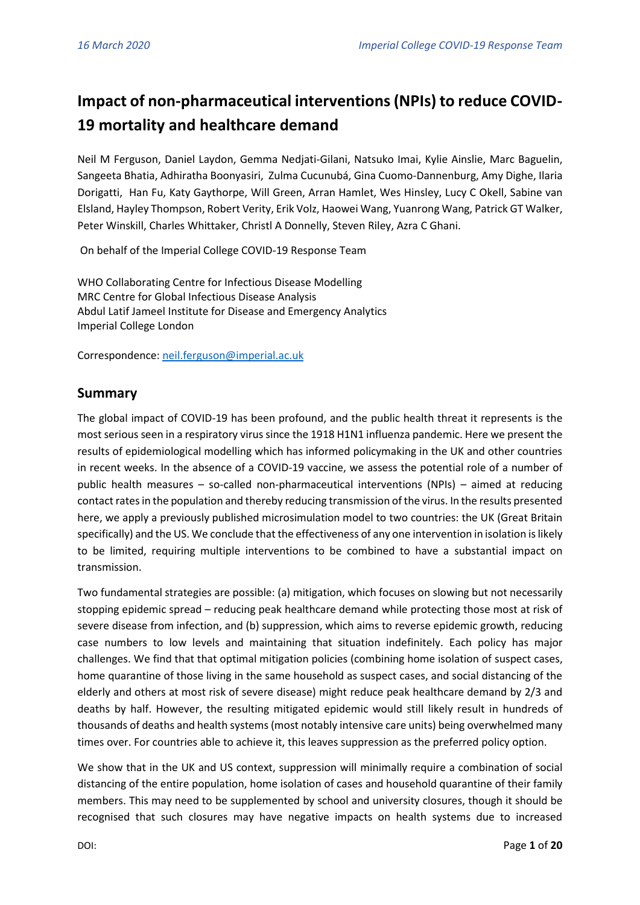# Impact of non-pharmaceutical interventions (NPIs) to reduce COVID-19 mortality and healthcare demand

Neil M Ferguson, Daniel Laydon, Gemma Nedjati-Gilani, Natsuko Imai, Kylie Ainslie, Marc Baguelin, Sangeeta Bhatia, Adhiratha Boonyasiri, Zulma Cucunubá, Gina Cuomo-Dannenburg, Amy Dighe, Ilaria Dorigatti, Han Fu, Katy Gaythorpe, Will Green, Arran Hamlet, Wes Hinsley, Lucy C Okell, Sabine van Elsland, Hayley Thompson, Robert Verity, Erik Volz, Haowei Wang, Yuanrong Wang, Patrick GT Walker, Peter Winskill, Charles Whittaker, Christl A Donnelly, Steven Riley, Azra C Ghani.

On behalf of the Imperial College COVID-19 Response Team

WHO Collaborating Centre for Infectious Disease Modelling
MRC Centre for Global Infectious Disease Analysis
Abdul Latif Jameel Institute for Disease and Emergency Analytics
Imperial College London

Correspondence: neil.ferguson@imperial.ac.uk

## Summary

The global impact of COVID-19 has been profound, and the public health threat it represents is the most serious seen in a respiratory virus since the 1918 H1N1 influenza pandemic. Here we present the results of epidemiological modelling which has informed policymaking in the UK and other countries in recent weeks. In the absence of a COVID-19 vaccine, we assess the potential role of a number of public health measures – so-called non-pharmaceutical interventions (NPIs) – aimed at reducing contact rates in the population and thereby reducing transmission of the virus. In the results presented here, we apply a previously published microsimulation model to two countries: the UK (Great Britain specifically) and the US. We conclude that the effectiveness of any one intervention in isolation is likely to be limited, requiring multiple interventions to be combined to have a substantial impact on transmission.

Two fundamental strategies are possible: (a) mitigation, which focuses on slowing but not necessarily stopping epidemic spread – reducing peak healthcare demand while protecting those most at risk of severe disease from infection, and (b) suppression, which aims to reverse epidemic growth, reducing case numbers to low levels and maintaining that situation indefinitely. Each policy has major challenges. We find that that optimal mitigation policies (combining home isolation of suspect cases, home quarantine of those living in the same household as suspect cases, and social distancing of the elderly and others at most risk of severe disease) might reduce peak healthcare demand by 2/3 and deaths by half. However, the resulting mitigated epidemic would still likely result in hundreds of thousands of deaths and health systems (most notably intensive care units) being overwhelmed many times over. For countries able to achieve it, this leaves suppression as the preferred policy option.

We show that in the UK and US context, suppression will minimally require a combination of social distancing of the entire population, home isolation of cases and household quarantine of their family members. This may need to be supplemented by school and university closures, though it should be recognised that such closures may have negative impacts on health systems due to increased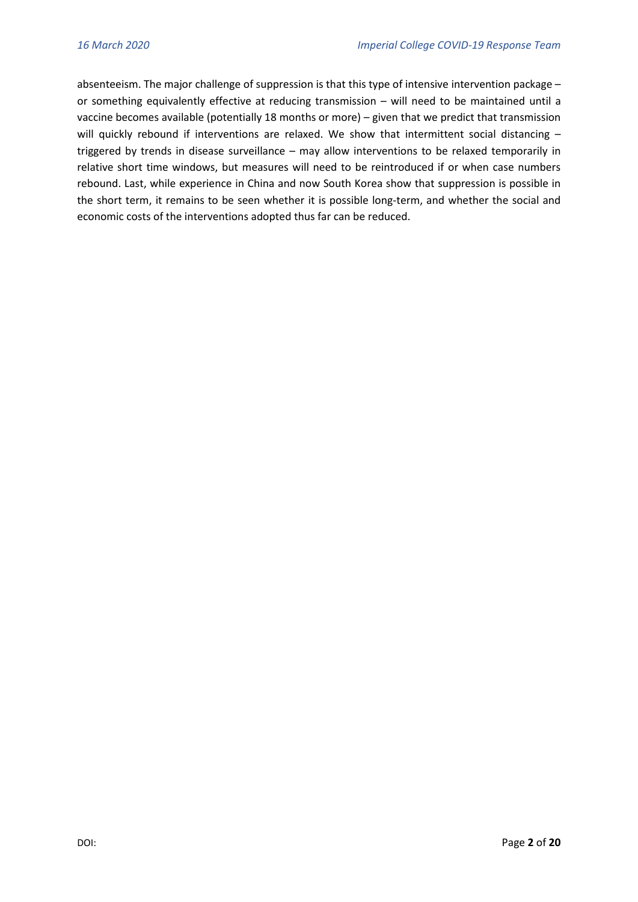absenteeism. The major challenge of suppression is that this type of intensive intervention package – or something equivalently effective at reducing transmission – will need to be maintained until a vaccine becomes available (potentially 18 months or more) – given that we predict that transmission will quickly rebound if interventions are relaxed. We show that intermittent social distancing – triggered by trends in disease surveillance – may allow interventions to be relaxed temporarily in relative short time windows, but measures will need to be reintroduced if or when case numbers rebound. Last, while experience in China and now South Korea show that suppression is possible in the short term, it remains to be seen whether it is possible long-term, and whether the social and economic costs of the interventions adopted thus far can be reduced.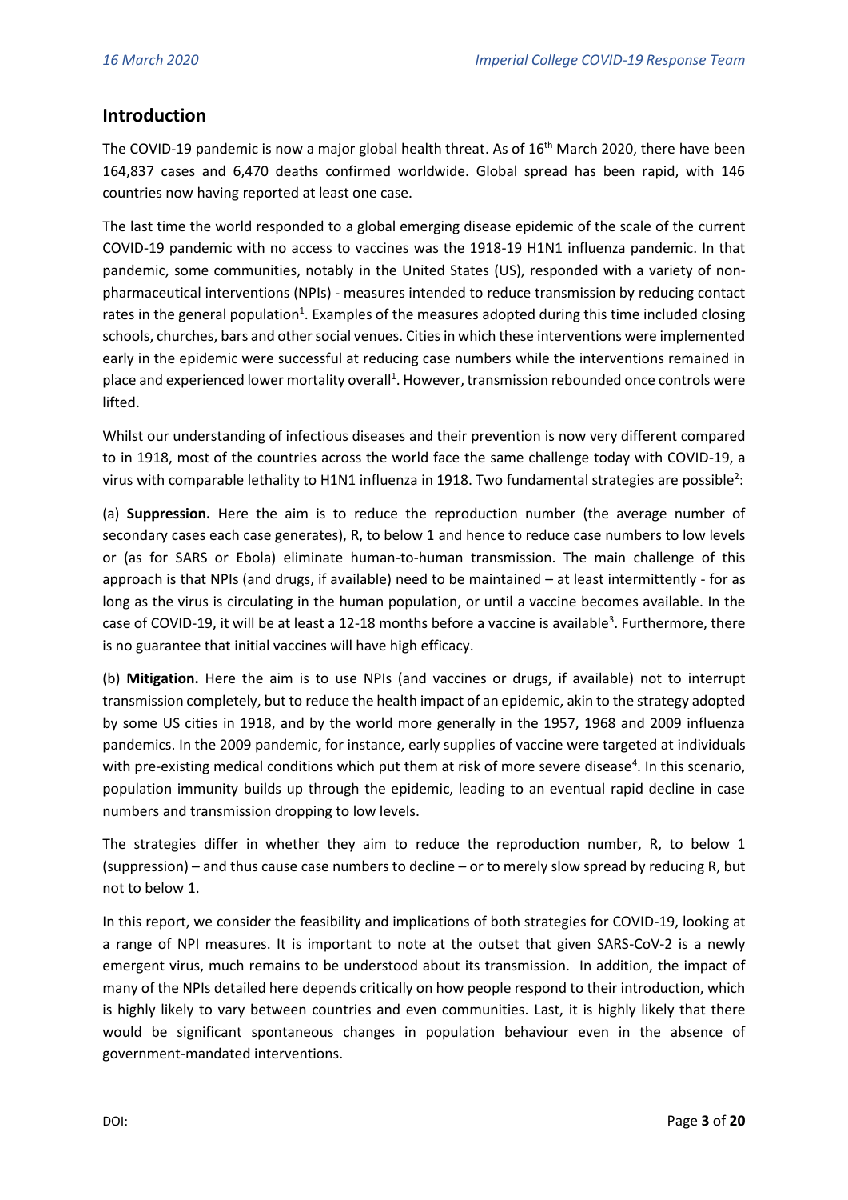## Introduction

The COVID-19 pandemic is now a major global health threat. As of 16th March 2020, there have been 164,837 cases and 6,470 deaths confirmed worldwide. Global spread has been rapid, with 146 countries now having reported at least one case.

The last time the world responded to a global emerging disease epidemic of the scale of the current COVID-19 pandemic with no access to vaccines was the 1918-19 H1N1 influenza pandemic. In that pandemic, some communities, notably in the United States (US), responded with a variety of non-pharmaceutical interventions (NPIs) - measures intended to reduce transmission by reducing contact rates in the general population[1]. Examples of the measures adopted during this time included closing schools, churches, bars and other social venues. Cities in which these interventions were implemented early in the epidemic were successful at reducing case numbers while the interventions remained in place and experienced lower mortality overall[1]. However, transmission rebounded once controls were lifted.

Whilst our understanding of infectious diseases and their prevention is now very different compared to in 1918, most of the countries across the world face the same challenge today with COVID-19, a virus with comparable lethality to H1N1 influenza in 1918. Two fundamental strategies are possible[2]:

(a) **Suppression.** Here the aim is to reduce the reproduction number (the average number of secondary cases each case generates), R, to below 1 and hence to reduce case numbers to low levels or (as for SARS or Ebola) eliminate human-to-human transmission. The main challenge of this approach is that NPIs (and drugs, if available) need to be maintained – at least intermittently - for as long as the virus is circulating in the human population, or until a vaccine becomes available. In the case of COVID-19, it will be at least a 12-18 months before a vaccine is available[3]. Furthermore, there is no guarantee that initial vaccines will have high efficacy.

(b) **Mitigation.** Here the aim is to use NPIs (and vaccines or drugs, if available) not to interrupt transmission completely, but to reduce the health impact of an epidemic, akin to the strategy adopted by some US cities in 1918, and by the world more generally in the 1957, 1968 and 2009 influenza pandemics. In the 2009 pandemic, for instance, early supplies of vaccine were targeted at individuals with pre-existing medical conditions which put them at risk of more severe disease[4]. In this scenario, population immunity builds up through the epidemic, leading to an eventual rapid decline in case numbers and transmission dropping to low levels.

The strategies differ in whether they aim to reduce the reproduction number, R, to below 1 (suppression) – and thus cause case numbers to decline – or to merely slow spread by reducing R, but not to below 1.

In this report, we consider the feasibility and implications of both strategies for COVID-19, looking at a range of NPI measures. It is important to note at the outset that given SARS-CoV-2 is a newly emergent virus, much remains to be understood about its transmission. In addition, the impact of many of the NPIs detailed here depends critically on how people respond to their introduction, which is highly likely to vary between countries and even communities. Last, it is highly likely that there would be significant spontaneous changes in population behaviour even in the absence of government-mandated interventions.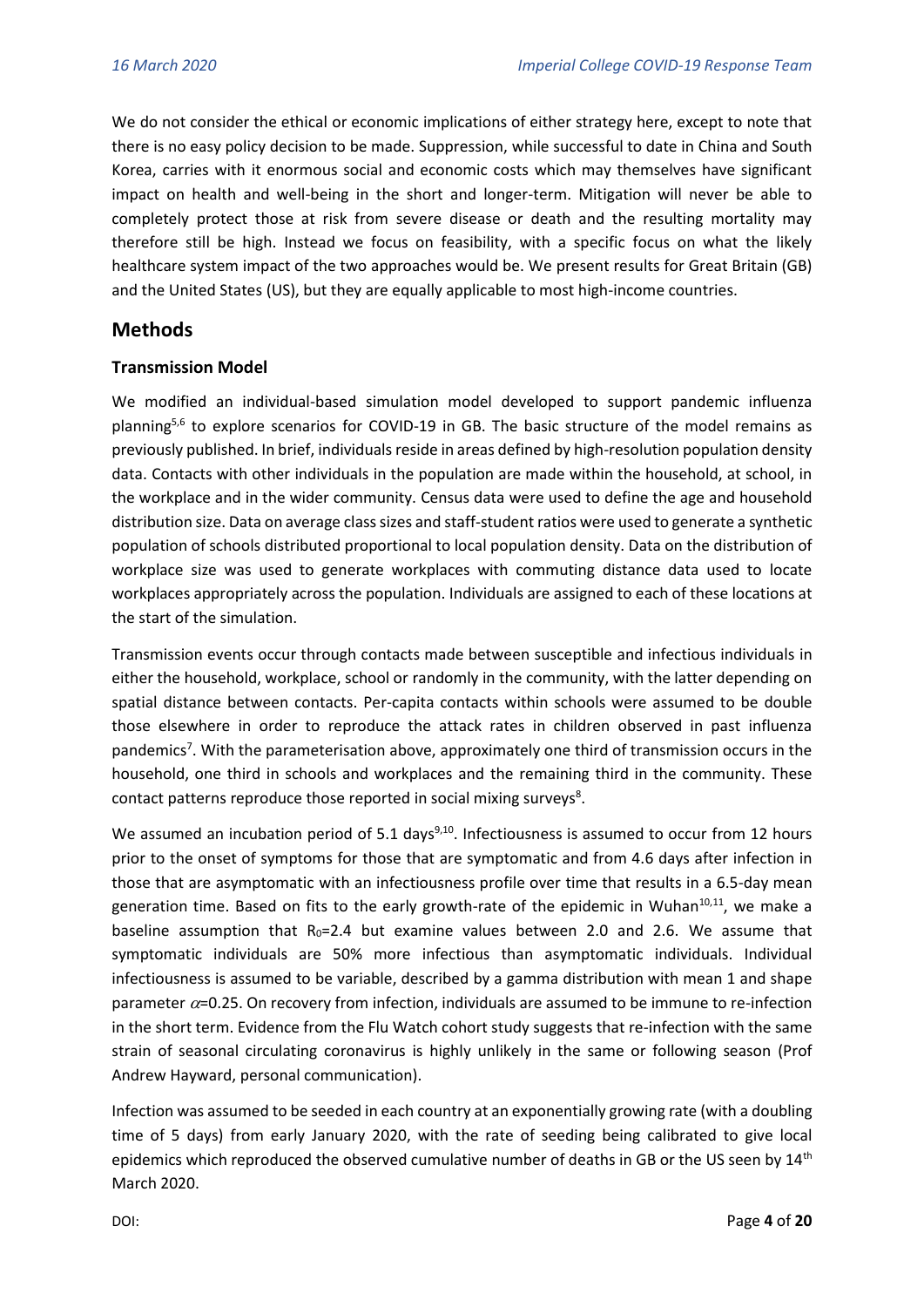We do not consider the ethical or economic implications of either strategy here, except to note that there is no easy policy decision to be made. Suppression, while successful to date in China and South Korea, carries with it enormous social and economic costs which may themselves have significant impact on health and well-being in the short and longer-term. Mitigation will never be able to completely protect those at risk from severe disease or death and the resulting mortality may therefore still be high. Instead we focus on feasibility, with a specific focus on what the likely healthcare system impact of the two approaches would be. We present results for Great Britain (GB) and the United States (US), but they are equally applicable to most high-income countries.

## Methods

### Transmission Model

We modified an individual-based simulation model developed to support pandemic influenza planning[5,6] to explore scenarios for COVID-19 in GB. The basic structure of the model remains as previously published. In brief, individuals reside in areas defined by high-resolution population density data. Contacts with other individuals in the population are made within the household, at school, in the workplace and in the wider community. Census data were used to define the age and household distribution size. Data on average class sizes and staff-student ratios were used to generate a synthetic population of schools distributed proportional to local population density. Data on the distribution of workplace size was used to generate workplaces with commuting distance data used to locate workplaces appropriately across the population. Individuals are assigned to each of these locations at the start of the simulation.

Transmission events occur through contacts made between susceptible and infectious individuals in either the household, workplace, school or randomly in the community, with the latter depending on spatial distance between contacts. Per-capita contacts within schools were assumed to be double those elsewhere in order to reproduce the attack rates in children observed in past influenza pandemics[7]. With the parameterisation above, approximately one third of transmission occurs in the household, one third in schools and workplaces and the remaining third in the community. These contact patterns reproduce those reported in social mixing surveys[8].

We assumed an incubation period of 5.1 days[9,10]. Infectiousness is assumed to occur from 12 hours prior to the onset of symptoms for those that are symptomatic and from 4.6 days after infection in those that are asymptomatic with an infectiousness profile over time that results in a 6.5-day mean generation time. Based on fits to the early growth-rate of the epidemic in Wuhan[10,11], we make a baseline assumption that $R_0$=2.4 but examine values between 2.0 and 2.6. We assume that symptomatic individuals are 50% more infectious than asymptomatic individuals. Individual infectiousness is assumed to be variable, described by a gamma distribution with mean 1 and shape parameter $\alpha$=0.25. On recovery from infection, individuals are assumed to be immune to re-infection in the short term. Evidence from the Flu Watch cohort study suggests that re-infection with the same strain of seasonal circulating coronavirus is highly unlikely in the same or following season (Prof Andrew Hayward, personal communication).

Infection was assumed to be seeded in each country at an exponentially growing rate (with a doubling time of 5 days) from early January 2020, with the rate of seeding being calibrated to give local epidemics which reproduced the observed cumulative number of deaths in GB or the US seen by 14th March 2020.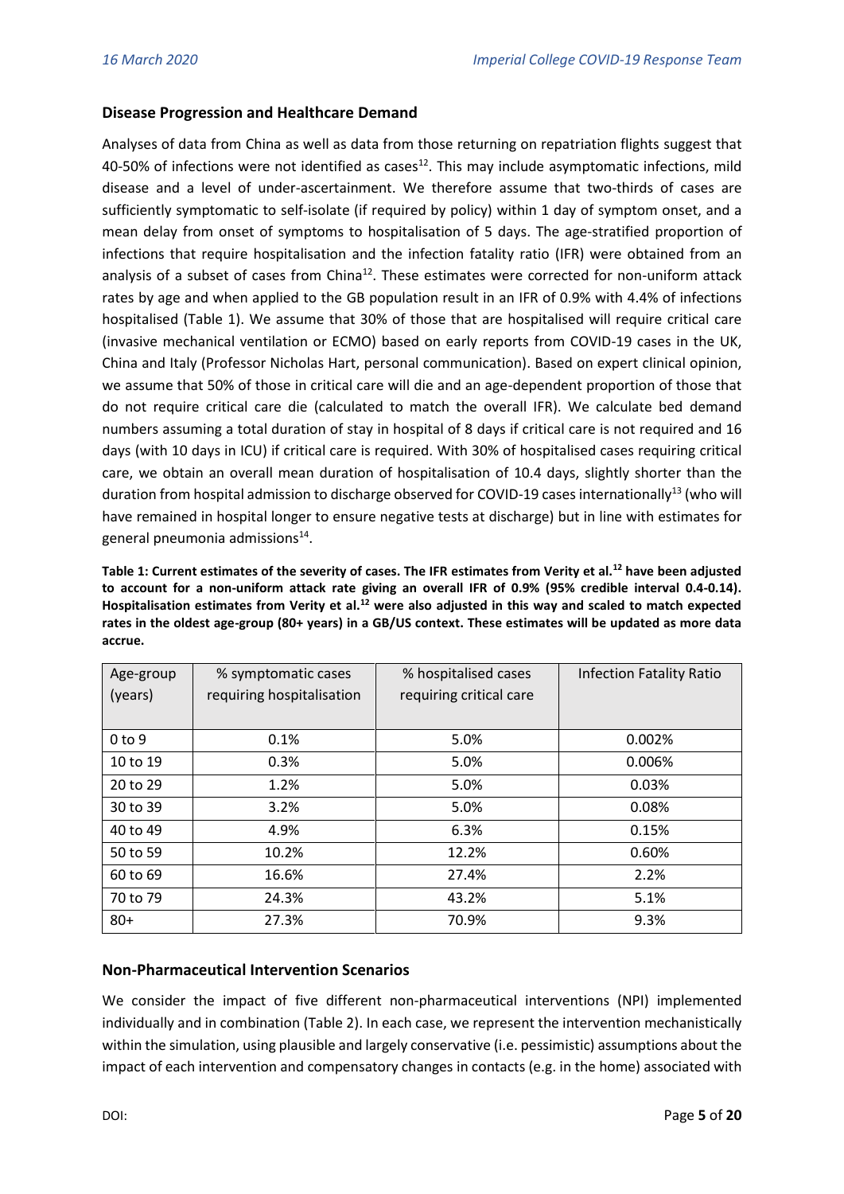## Disease Progression and Healthcare Demand

Analyses of data from China as well as data from those returning on repatriation flights suggest that 40-50% of infections were not identified as cases[12]. This may include asymptomatic infections, mild disease and a level of under-ascertainment. We therefore assume that two-thirds of cases are sufficiently symptomatic to self-isolate (if required by policy) within 1 day of symptom onset, and a mean delay from onset of symptoms to hospitalisation of 5 days. The age-stratified proportion of infections that require hospitalisation and the infection fatality ratio (IFR) were obtained from an analysis of a subset of cases from China[12]. These estimates were corrected for non-uniform attack rates by age and when applied to the GB population result in an IFR of 0.9% with 4.4% of infections hospitalised (Table 1). We assume that 30% of those that are hospitalised will require critical care (invasive mechanical ventilation or ECMO) based on early reports from COVID-19 cases in the UK, China and Italy (Professor Nicholas Hart, personal communication). Based on expert clinical opinion, we assume that 50% of those in critical care will die and an age-dependent proportion of those that do not require critical care die (calculated to match the overall IFR). We calculate bed demand numbers assuming a total duration of stay in hospital of 8 days if critical care is not required and 16 days (with 10 days in ICU) if critical care is required. With 30% of hospitalised cases requiring critical care, we obtain an overall mean duration of hospitalisation of 10.4 days, slightly shorter than the duration from hospital admission to discharge observed for COVID-19 cases internationally[13] (who will have remained in hospital longer to ensure negative tests at discharge) but in line with estimates for general pneumonia admissions[14].

**Table 1: Current estimates of the severity of cases. The IFR estimates from Verity et al.[12] have been adjusted to account for a non-uniform attack rate giving an overall IFR of 0.9% (95% credible interval 0.4-0.14). Hospitalisation estimates from Verity et al.[12] were also adjusted in this way and scaled to match expected rates in the oldest age-group (80+ years) in a GB/US context. These estimates will be updated as more data accrue.**

| Age-group (years) | % symptomatic cases requiring hospitalisation | % hospitalised cases requiring critical care | Infection Fatality Ratio |
|---|---|---|---|
| 0 to 9 | 0.1% | 5.0% | 0.002% |
| 10 to 19 | 0.3% | 5.0% | 0.006% |
| 20 to 29 | 1.2% | 5.0% | 0.03% |
| 30 to 39 | 3.2% | 5.0% | 0.08% |
| 40 to 49 | 4.9% | 6.3% | 0.15% |
| 50 to 59 | 10.2% | 12.2% | 0.60% |
| 60 to 69 | 16.6% | 27.4% | 2.2% |
| 70 to 79 | 24.3% | 43.2% | 5.1% |
| 80+ | 27.3% | 70.9% | 9.3% |

## Non-Pharmaceutical Intervention Scenarios

We consider the impact of five different non-pharmaceutical interventions (NPI) implemented individually and in combination (Table 2). In each case, we represent the intervention mechanistically within the simulation, using plausible and largely conservative (i.e. pessimistic) assumptions about the impact of each intervention and compensatory changes in contacts (e.g. in the home) associated with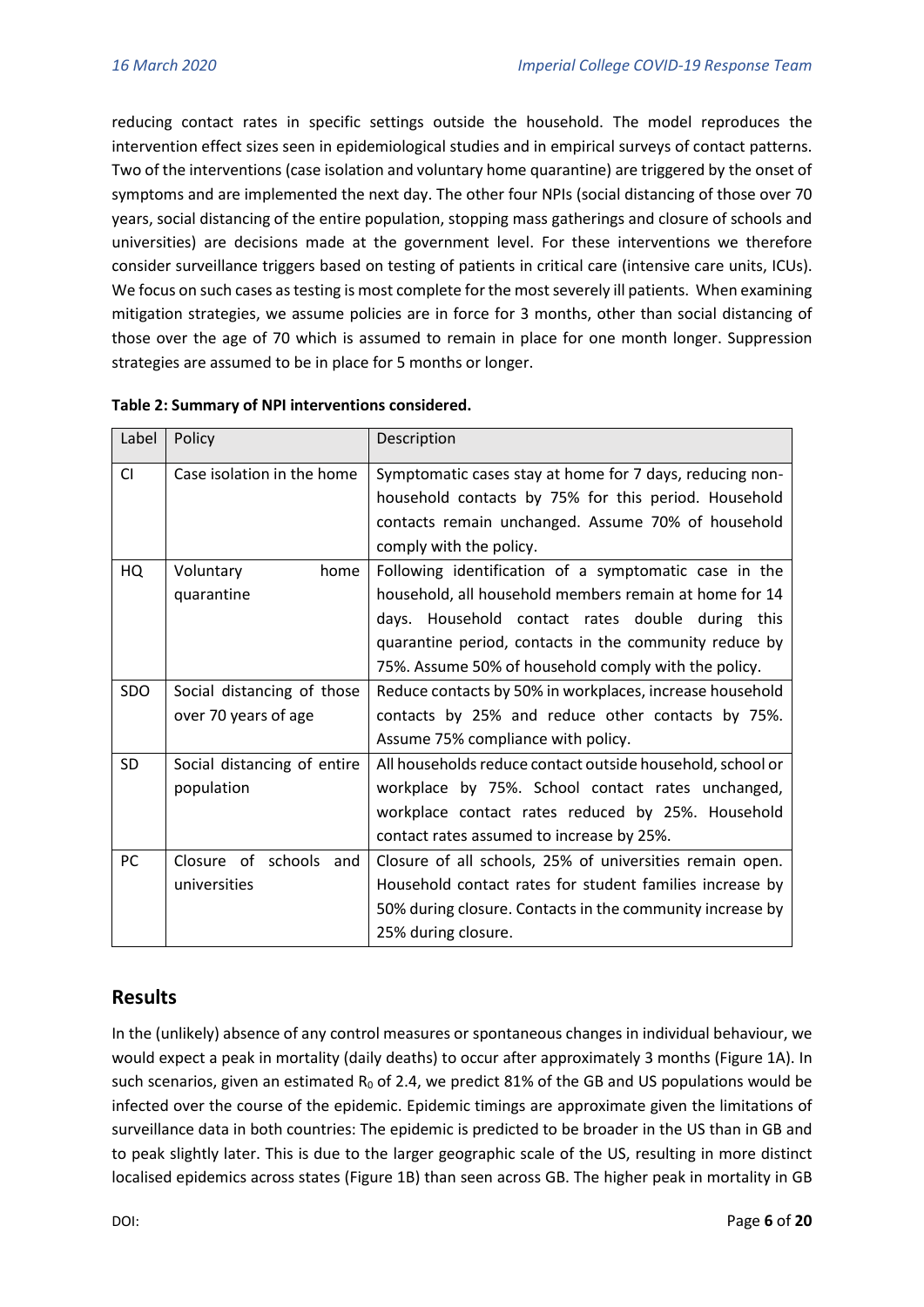reducing contact rates in specific settings outside the household. The model reproduces the intervention effect sizes seen in epidemiological studies and in empirical surveys of contact patterns. Two of the interventions (case isolation and voluntary home quarantine) are triggered by the onset of symptoms and are implemented the next day. The other four NPIs (social distancing of those over 70 years, social distancing of the entire population, stopping mass gatherings and closure of schools and universities) are decisions made at the government level. For these interventions we therefore consider surveillance triggers based on testing of patients in critical care (intensive care units, ICUs). We focus on such cases as testing is most complete for the most severely ill patients. When examining mitigation strategies, we assume policies are in force for 3 months, other than social distancing of those over the age of 70 which is assumed to remain in place for one month longer. Suppression strategies are assumed to be in place for 5 months or longer.

**Table 2: Summary of NPI interventions considered.**

| Label | Policy | Description |
|---|---|---|
| CI | Case isolation in the home | Symptomatic cases stay at home for 7 days, reducing non-household contacts by 75% for this period. Household contacts remain unchanged. Assume 70% of household comply with the policy. |
| HQ | Voluntary home quarantine | Following identification of a symptomatic case in the household, all household members remain at home for 14 days. Household contact rates double during this quarantine period, contacts in the community reduce by 75%. Assume 50% of household comply with the policy. |
| SDO | Social distancing of those over 70 years of age | Reduce contacts by 50% in workplaces, increase household contacts by 25% and reduce other contacts by 75%. Assume 75% compliance with policy. |
| SD | Social distancing of entire population | All households reduce contact outside household, school or workplace by 75%. School contact rates unchanged, workplace contact rates reduced by 25%. Household contact rates assumed to increase by 25%. |
| PC | Closure of schools and universities | Closure of all schools, 25% of universities remain open. Household contact rates for student families increase by 50% during closure. Contacts in the community increase by 25% during closure. |

## Results

In the (unlikely) absence of any control measures or spontaneous changes in individual behaviour, we would expect a peak in mortality (daily deaths) to occur after approximately 3 months (Figure 1A). In such scenarios, given an estimated $R_0$ of 2.4, we predict 81% of the GB and US populations would be infected over the course of the epidemic. Epidemic timings are approximate given the limitations of surveillance data in both countries: The epidemic is predicted to be broader in the US than in GB and to peak slightly later. This is due to the larger geographic scale of the US, resulting in more distinct localised epidemics across states (Figure 1B) than seen across GB. The higher peak in mortality in GB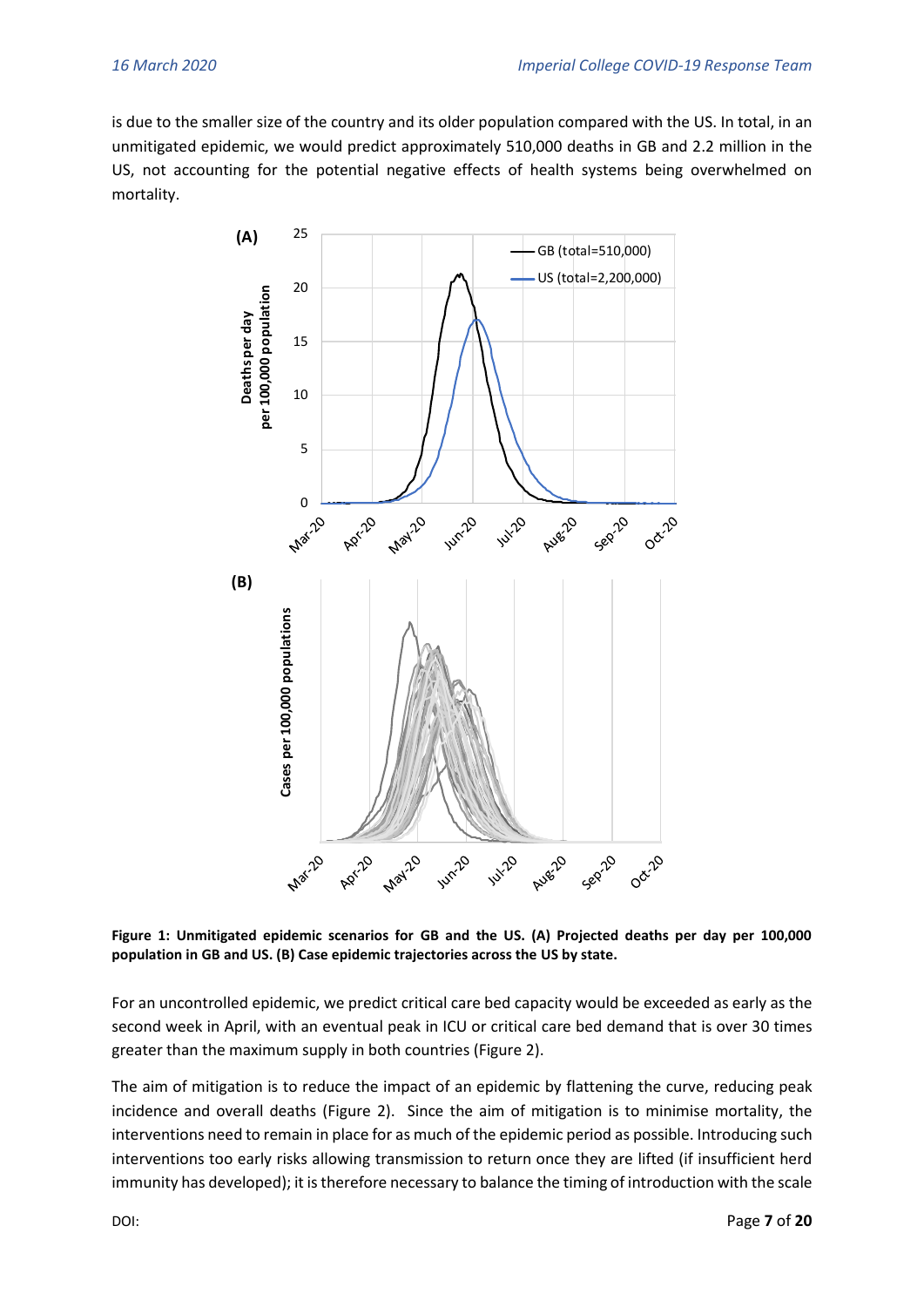is due to the smaller size of the country and its older population compared with the US. In total, in an unmitigated epidemic, we would predict approximately 510,000 deaths in GB and 2.2 million in the US, not accounting for the potential negative effects of health systems being overwhelmed on mortality.

**Figure 1: Unmitigated epidemic scenarios for GB and the US. (A) Projected deaths per day per 100,000 population in GB and US. (B) Case epidemic trajectories across the US by state.**

For an uncontrolled epidemic, we predict critical care bed capacity would be exceeded as early as the second week in April, with an eventual peak in ICU or critical care bed demand that is over 30 times greater than the maximum supply in both countries (Figure 2).

The aim of mitigation is to reduce the impact of an epidemic by flattening the curve, reducing peak incidence and overall deaths (Figure 2). Since the aim of mitigation is to minimise mortality, the interventions need to remain in place for as much of the epidemic period as possible. Introducing such interventions too early risks allowing transmission to return once they are lifted (if insufficient herd immunity has developed); it is therefore necessary to balance the timing of introduction with the scale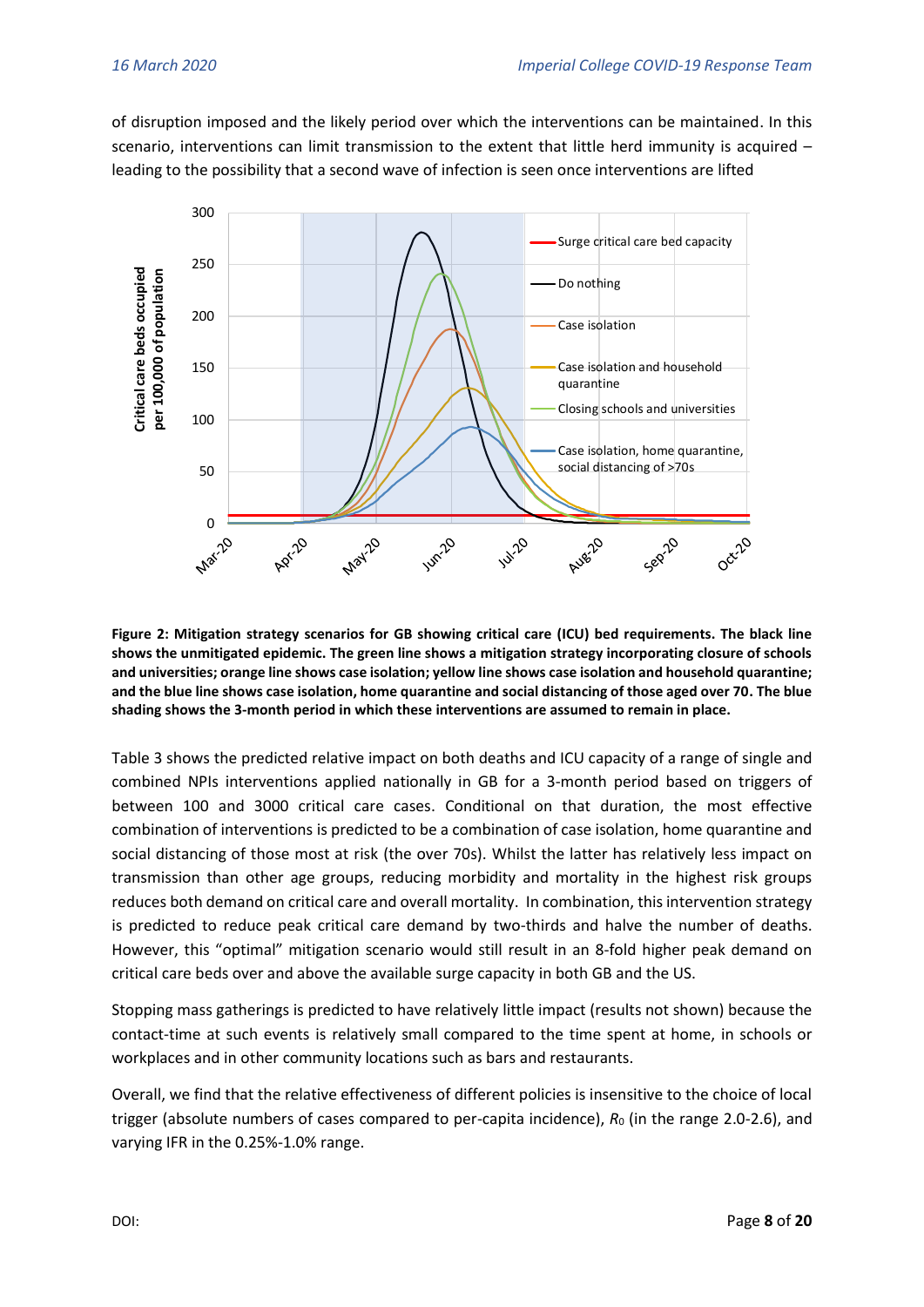of disruption imposed and the likely period over which the interventions can be maintained. In this scenario, interventions can limit transmission to the extent that little herd immunity is acquired – leading to the possibility that a second wave of infection is seen once interventions are lifted

**Figure 2: Mitigation strategy scenarios for GB showing critical care (ICU) bed requirements. The black line shows the unmitigated epidemic. The green line shows a mitigation strategy incorporating closure of schools and universities; orange line shows case isolation; yellow line shows case isolation and household quarantine; and the blue line shows case isolation, home quarantine and social distancing of those aged over 70. The blue shading shows the 3-month period in which these interventions are assumed to remain in place.**

Table 3 shows the predicted relative impact on both deaths and ICU capacity of a range of single and combined NPIs interventions applied nationally in GB for a 3-month period based on triggers of between 100 and 3000 critical care cases. Conditional on that duration, the most effective combination of interventions is predicted to be a combination of case isolation, home quarantine and social distancing of those most at risk (the over 70s). Whilst the latter has relatively less impact on transmission than other age groups, reducing morbidity and mortality in the highest risk groups reduces both demand on critical care and overall mortality. In combination, this intervention strategy is predicted to reduce peak critical care demand by two-thirds and halve the number of deaths. However, this "optimal" mitigation scenario would still result in an 8-fold higher peak demand on critical care beds over and above the available surge capacity in both GB and the US.

Stopping mass gatherings is predicted to have relatively little impact (results not shown) because the contact-time at such events is relatively small compared to the time spent at home, in schools or workplaces and in other community locations such as bars and restaurants.

Overall, we find that the relative effectiveness of different policies is insensitive to the choice of local trigger (absolute numbers of cases compared to per-capita incidence), $R_0$ (in the range 2.0-2.6), and varying IFR in the 0.25%-1.0% range.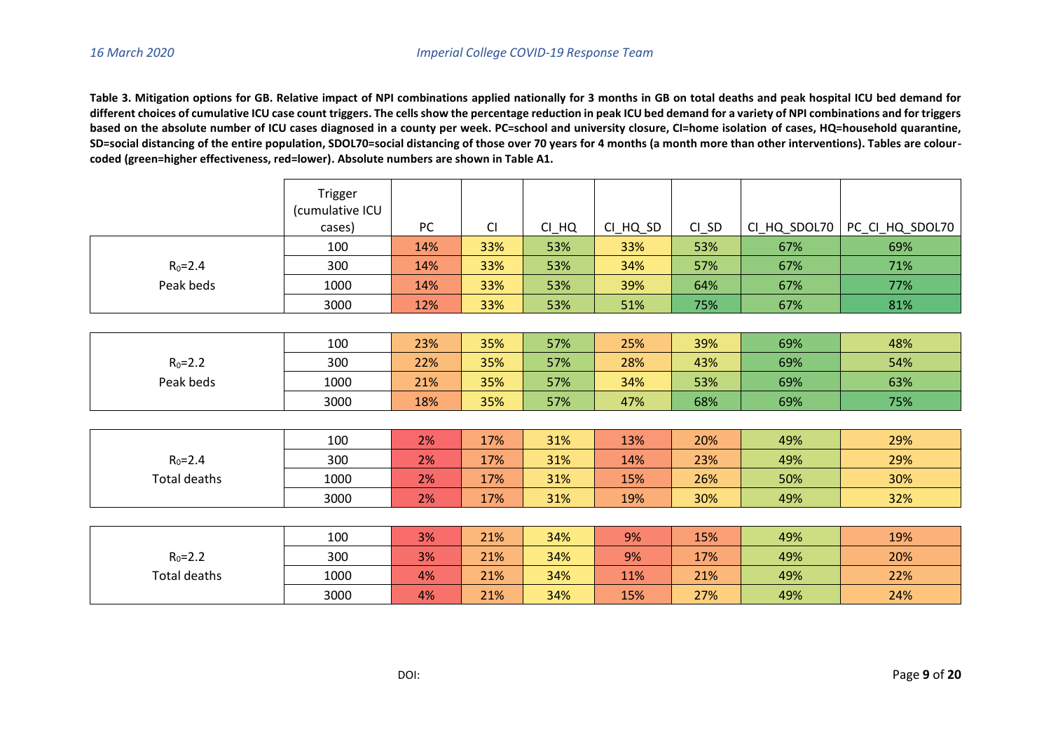**Table 3. Mitigation options for GB. Relative impact of NPI combinations applied nationally for 3 months in GB on total deaths and peak hospital ICU bed demand for different choices of cumulative ICU case count triggers. The cells show the percentage reduction in peak ICU bed demand for a variety of NPI combinations and for triggers based on the absolute number of ICU cases diagnosed in a county per week. PC=school and university closure, CI=home isolation of cases, HQ=household quarantine, SD=social distancing of the entire population, SDOL70=social distancing of those over 70 years for 4 months (a month more than other interventions). Tables are colour-coded (green=higher effectiveness, red=lower). Absolute numbers are shown in Table A1.**

| | Trigger (cumulative ICU cases) | PC | CI | CI_HQ | CI_HQ_SD | CI_SD | CI_HQ_SDOL70 | PC_CI_HQ_SDOL70 |
|---|---|---|---|---|---|---|---|---|
| $R_0$=2.4 Peak beds | 100 | 14% | 33% | 53% | 33% | 53% | 67% | 69% |
| | 300 | 14% | 33% | 53% | 34% | 57% | 67% | 71% |
| | 1000 | 14% | 33% | 53% | 39% | 64% | 67% | 77% |
| | 3000 | 12% | 33% | 53% | 51% | 75% | 67% | 81% |
| $R_0$=2.2 Peak beds | 100 | 23% | 35% | 57% | 25% | 39% | 69% | 48% |
| | 300 | 22% | 35% | 57% | 28% | 43% | 69% | 54% |
| | 1000 | 21% | 35% | 57% | 34% | 53% | 69% | 63% |
| | 3000 | 18% | 35% | 57% | 47% | 68% | 69% | 75% |
| $R_0$=2.4 Total deaths | 100 | 2% | 17% | 31% | 13% | 20% | 49% | 29% |
| | 300 | 2% | 17% | 31% | 14% | 23% | 49% | 29% |
| | 1000 | 2% | 17% | 31% | 15% | 26% | 50% | 30% |
| | 3000 | 2% | 17% | 31% | 19% | 30% | 49% | 32% |
| $R_0$=2.2 Total deaths | 100 | 3% | 21% | 34% | 9% | 15% | 49% | 19% |
| | 300 | 3% | 21% | 34% | 9% | 17% | 49% | 20% |
| | 1000 | 4% | 21% | 34% | 11% | 21% | 49% | 22% |
| | 3000 | 4% | 21% | 34% | 15% | 27% | 49% | 24% |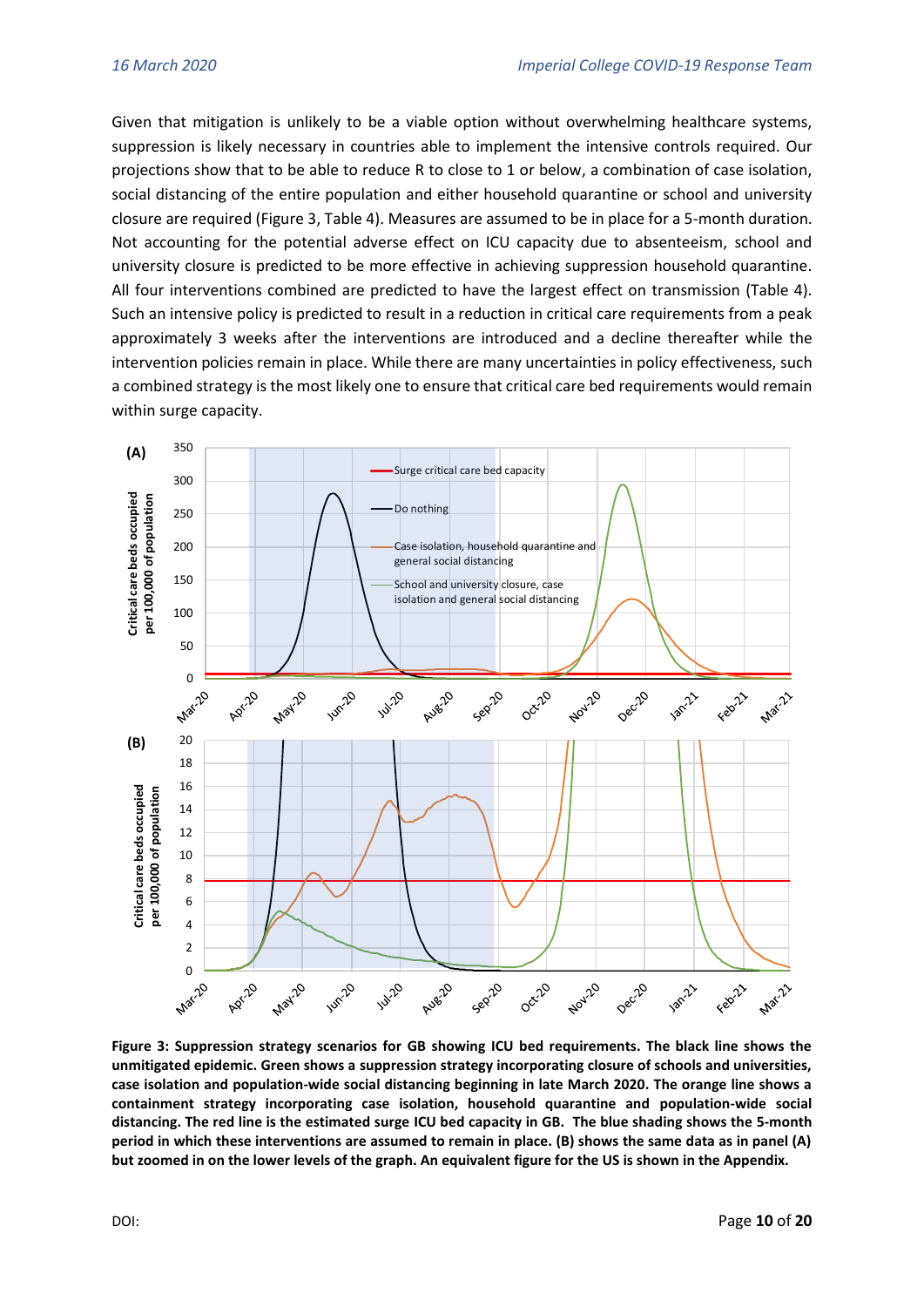Given that mitigation is unlikely to be a viable option without overwhelming healthcare systems, suppression is likely necessary in countries able to implement the intensive controls required. Our projections show that to be able to reduce R to close to 1 or below, a combination of case isolation, social distancing of the entire population and either household quarantine or school and university closure are required (Figure 3, Table 4). Measures are assumed to be in place for a 5-month duration. Not accounting for the potential adverse effect on ICU capacity due to absenteeism, school and university closure is predicted to be more effective in achieving suppression household quarantine. All four interventions combined are predicted to have the largest effect on transmission (Table 4). Such an intensive policy is predicted to result in a reduction in critical care requirements from a peak approximately 3 weeks after the interventions are introduced and a decline thereafter while the intervention policies remain in place. While there are many uncertainties in policy effectiveness, such a combined strategy is the most likely one to ensure that critical care bed requirements would remain within surge capacity.

**Figure 3: Suppression strategy scenarios for GB showing ICU bed requirements. The black line shows the unmitigated epidemic. Green shows a suppression strategy incorporating closure of schools and universities, case isolation and population-wide social distancing beginning in late March 2020. The orange line shows a containment strategy incorporating case isolation, household quarantine and population-wide social distancing. The red line is the estimated surge ICU bed capacity in GB. The blue shading shows the 5-month period in which these interventions are assumed to remain in place. (B) shows the same data as in panel (A) but zoomed in on the lower levels of the graph. An equivalent figure for the US is shown in the Appendix.**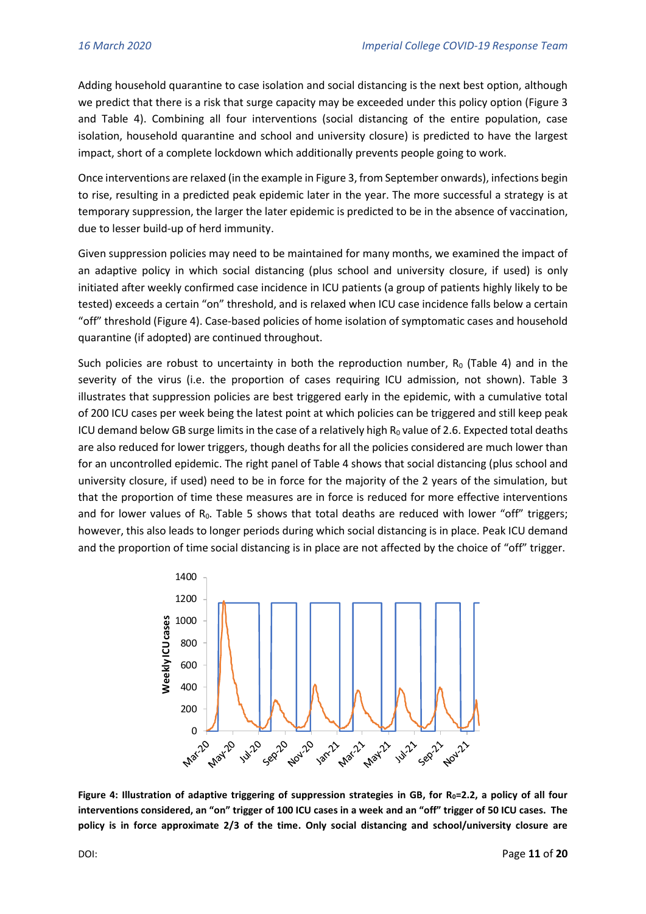Adding household quarantine to case isolation and social distancing is the next best option, although we predict that there is a risk that surge capacity may be exceeded under this policy option (Figure 3 and Table 4). Combining all four interventions (social distancing of the entire population, case isolation, household quarantine and school and university closure) is predicted to have the largest impact, short of a complete lockdown which additionally prevents people going to work.

Once interventions are relaxed (in the example in Figure 3, from September onwards), infections begin to rise, resulting in a predicted peak epidemic later in the year. The more successful a strategy is at temporary suppression, the larger the later epidemic is predicted to be in the absence of vaccination, due to lesser build-up of herd immunity.

Given suppression policies may need to be maintained for many months, we examined the impact of an adaptive policy in which social distancing (plus school and university closure, if used) is only initiated after weekly confirmed case incidence in ICU patients (a group of patients highly likely to be tested) exceeds a certain "on" threshold, and is relaxed when ICU case incidence falls below a certain "off" threshold (Figure 4). Case-based policies of home isolation of symptomatic cases and household quarantine (if adopted) are continued throughout.

Such policies are robust to uncertainty in both the reproduction number, $R_0$ (Table 4) and in the severity of the virus (i.e. the proportion of cases requiring ICU admission, not shown). Table 3 illustrates that suppression policies are best triggered early in the epidemic, with a cumulative total of 200 ICU cases per week being the latest point at which policies can be triggered and still keep peak ICU demand below GB surge limits in the case of a relatively high $R_0$ value of 2.6. Expected total deaths are also reduced for lower triggers, though deaths for all the policies considered are much lower than for an uncontrolled epidemic. The right panel of Table 4 shows that social distancing (plus school and university closure, if used) need to be in force for the majority of the 2 years of the simulation, but that the proportion of time these measures are in force is reduced for more effective interventions and for lower values of $R_0$. Table 5 shows that total deaths are reduced with lower "off" triggers; however, this also leads to longer periods during which social distancing is in place. Peak ICU demand and the proportion of time social distancing is in place are not affected by the choice of "off" trigger.

**Figure 4: Illustration of adaptive triggering of suppression strategies in GB, for $R_0$=2.2, a policy of all four interventions considered, an "on" trigger of 100 ICU cases in a week and an "off" trigger of 50 ICU cases. The policy is in force approximate 2/3 of the time. Only social distancing and school/university closure are**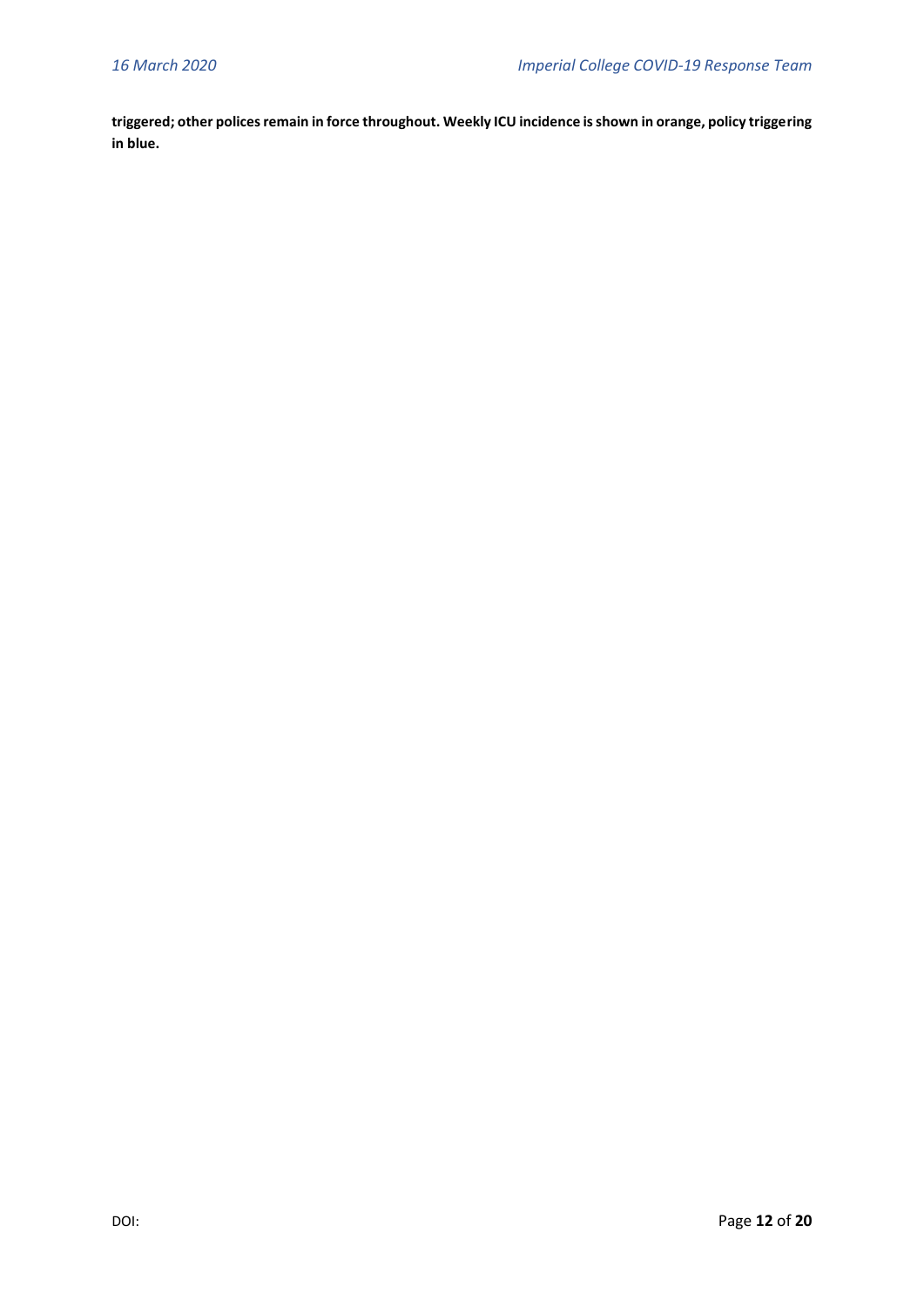**triggered; other polices remain in force throughout. Weekly ICU incidence is shown in orange, policy triggering in blue.**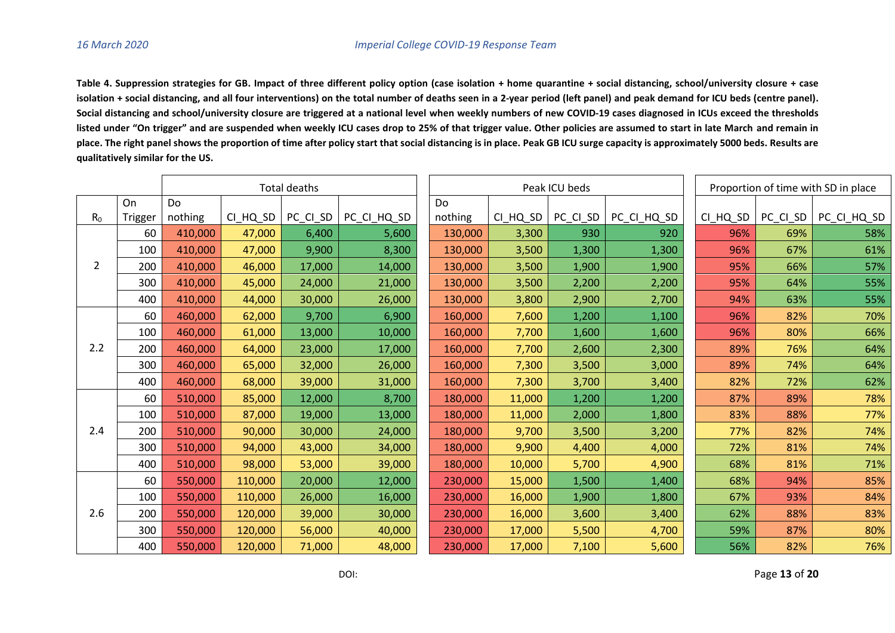**Table 4. Suppression strategies for GB. Impact of three different policy option (case isolation + home quarantine + social distancing, school/university closure + case isolation + social distancing, and all four interventions) on the total number of deaths seen in a 2-year period (left panel) and peak demand for ICU beds (centre panel). Social distancing and school/university closure are triggered at a national level when weekly numbers of new COVID-19 cases diagnosed in ICUs exceed the thresholds listed under "On trigger" and are suspended when weekly ICU cases drop to 25% of that trigger value. Other policies are assumed to start in late March and remain in place. The right panel shows the proportion of time after policy start that social distancing is in place. Peak GB ICU surge capacity is approximately 5000 beds. Results are qualitatively similar for the US.**

| | | Total deaths | | | | Peak ICU beds | | | | Proportion of time with SD in place | | |
|---|---|---|---|---|---|---|---|---|---|---|---|---|
| $R_0$ | On Trigger | Do nothing | CI_HQ_SD | PC_CI_SD | PC_CI_HQ_SD | Do nothing | CI_HQ_SD | PC_CI_SD | PC_CI_HQ_SD | CI_HQ_SD | PC_CI_SD | PC_CI_HQ_SD |
| 2 | 60 | 410,000 | 47,000 | 6,400 | 5,600 | 130,000 | 3,300 | 930 | 920 | 96% | 69% | 58% |
| | 100 | 410,000 | 47,000 | 9,900 | 8,300 | 130,000 | 3,500 | 1,300 | 1,300 | 96% | 67% | 61% |
| | 200 | 410,000 | 46,000 | 17,000 | 14,000 | 130,000 | 3,500 | 1,900 | 1,900 | 95% | 66% | 57% |
| | 300 | 410,000 | 45,000 | 24,000 | 21,000 | 130,000 | 3,500 | 2,200 | 2,200 | 95% | 64% | 55% |
| | 400 | 410,000 | 44,000 | 30,000 | 26,000 | 130,000 | 3,800 | 2,900 | 2,700 | 94% | 63% | 55% |
| 2.2 | 60 | 460,000 | 62,000 | 9,700 | 6,900 | 160,000 | 7,600 | 1,200 | 1,100 | 96% | 82% | 70% |
| | 100 | 460,000 | 61,000 | 13,000 | 10,000 | 160,000 | 7,700 | 1,600 | 1,600 | 96% | 80% | 66% |
| | 200 | 460,000 | 64,000 | 23,000 | 17,000 | 160,000 | 7,700 | 2,600 | 2,300 | 89% | 76% | 64% |
| | 300 | 460,000 | 65,000 | 32,000 | 26,000 | 160,000 | 7,300 | 3,500 | 3,000 | 89% | 74% | 64% |
| | 400 | 460,000 | 68,000 | 39,000 | 31,000 | 160,000 | 7,300 | 3,700 | 3,400 | 82% | 72% | 62% |
| 2.4 | 60 | 510,000 | 85,000 | 12,000 | 8,700 | 180,000 | 11,000 | 1,200 | 1,200 | 87% | 89% | 78% |
| | 100 | 510,000 | 87,000 | 19,000 | 13,000 | 180,000 | 11,000 | 2,000 | 1,800 | 83% | 88% | 77% |
| | 200 | 510,000 | 90,000 | 30,000 | 24,000 | 180,000 | 9,700 | 3,500 | 3,200 | 77% | 82% | 74% |
| | 300 | 510,000 | 94,000 | 43,000 | 34,000 | 180,000 | 9,900 | 4,400 | 4,000 | 72% | 81% | 74% |
| | 400 | 510,000 | 98,000 | 53,000 | 39,000 | 180,000 | 10,000 | 5,700 | 4,900 | 68% | 81% | 71% |
| 2.6 | 60 | 550,000 | 110,000 | 20,000 | 12,000 | 230,000 | 15,000 | 1,500 | 1,400 | 68% | 94% | 85% |
| | 100 | 550,000 | 110,000 | 26,000 | 16,000 | 230,000 | 16,000 | 1,900 | 1,800 | 67% | 93% | 84% |
| | 200 | 550,000 | 120,000 | 39,000 | 30,000 | 230,000 | 16,000 | 3,600 | 3,400 | 62% | 88% | 83% |
| | 300 | 550,000 | 120,000 | 56,000 | 40,000 | 230,000 | 17,000 | 5,500 | 4,700 | 59% | 87% | 80% |
| | 400 | 550,000 | 120,000 | 71,000 | 48,000 | 230,000 | 17,000 | 7,100 | 5,600 | 56% | 82% | 76% |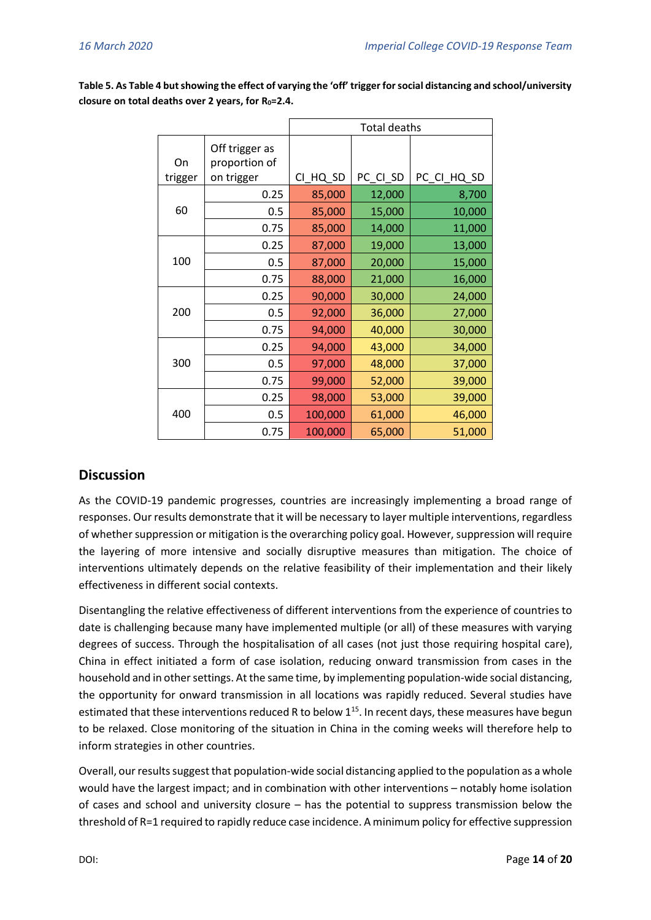**Table 5. As Table 4 but showing the effect of varying the 'off' trigger for social distancing and school/university closure on total deaths over 2 years, for $R_0$=2.4.**

| | | Total deaths | | |
|---|---|---|---|---|
| On trigger | Off trigger as proportion of on trigger | CI_HQ_SD | PC_CI_SD | PC_CI_HQ_SD |
| 60 | 0.25 | 85,000 | 12,000 | 8,700 |
| | 0.5 | 85,000 | 15,000 | 10,000 |
| | 0.75 | 85,000 | 14,000 | 11,000 |
| 100 | 0.25 | 87,000 | 19,000 | 13,000 |
| | 0.5 | 87,000 | 20,000 | 15,000 |
| | 0.75 | 88,000 | 21,000 | 16,000 |
| 200 | 0.25 | 90,000 | 30,000 | 24,000 |
| | 0.5 | 92,000 | 36,000 | 27,000 |
| | 0.75 | 94,000 | 40,000 | 30,000 |
| 300 | 0.25 | 94,000 | 43,000 | 34,000 |
| | 0.5 | 97,000 | 48,000 | 37,000 |
| | 0.75 | 99,000 | 52,000 | 39,000 |
| 400 | 0.25 | 98,000 | 53,000 | 39,000 |
| | 0.5 | 100,000 | 61,000 | 46,000 |
| | 0.75 | 100,000 | 65,000 | 51,000 |

## Discussion

As the COVID-19 pandemic progresses, countries are increasingly implementing a broad range of responses. Our results demonstrate that it will be necessary to layer multiple interventions, regardless of whether suppression or mitigation is the overarching policy goal. However, suppression will require the layering of more intensive and socially disruptive measures than mitigation. The choice of interventions ultimately depends on the relative feasibility of their implementation and their likely effectiveness in different social contexts.

Disentangling the relative effectiveness of different interventions from the experience of countries to date is challenging because many have implemented multiple (or all) of these measures with varying degrees of success. Through the hospitalisation of all cases (not just those requiring hospital care), China in effect initiated a form of case isolation, reducing onward transmission from cases in the household and in other settings. At the same time, by implementing population-wide social distancing, the opportunity for onward transmission in all locations was rapidly reduced. Several studies have estimated that these interventions reduced R to below 1[15]. In recent days, these measures have begun to be relaxed. Close monitoring of the situation in China in the coming weeks will therefore help to inform strategies in other countries.

Overall, our results suggest that population-wide social distancing applied to the population as a whole would have the largest impact; and in combination with other interventions – notably home isolation of cases and school and university closure – has the potential to suppress transmission below the threshold of R=1 required to rapidly reduce case incidence. A minimum policy for effective suppression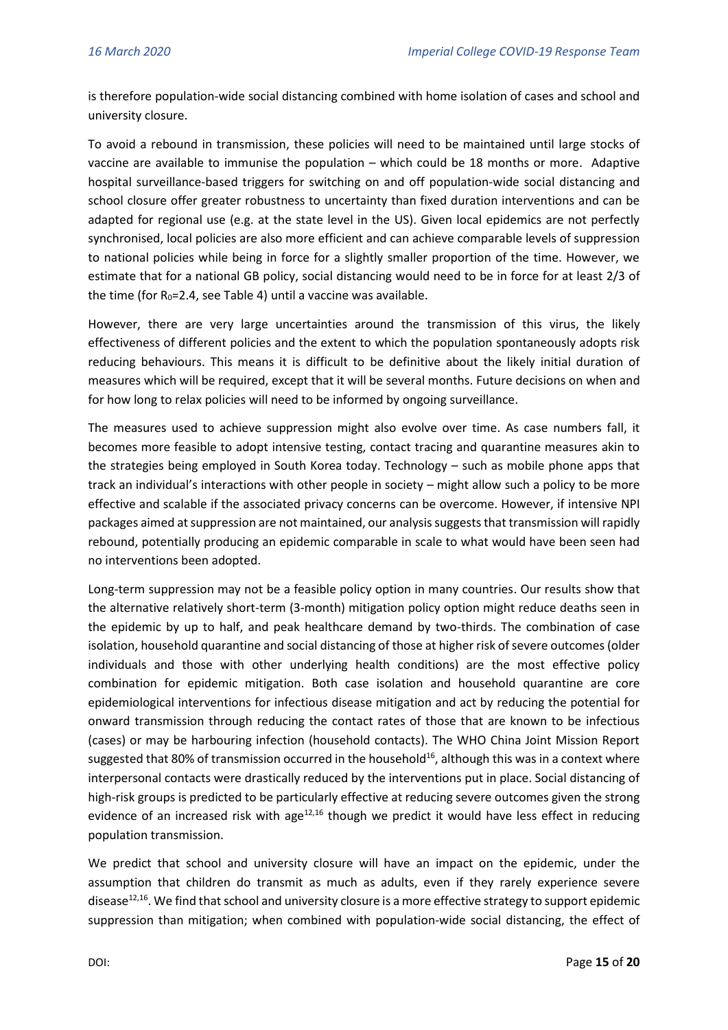is therefore population-wide social distancing combined with home isolation of cases and school and university closure.

To avoid a rebound in transmission, these policies will need to be maintained until large stocks of vaccine are available to immunise the population – which could be 18 months or more. Adaptive hospital surveillance-based triggers for switching on and off population-wide social distancing and school closure offer greater robustness to uncertainty than fixed duration interventions and can be adapted for regional use (e.g. at the state level in the US). Given local epidemics are not perfectly synchronised, local policies are also more efficient and can achieve comparable levels of suppression to national policies while being in force for a slightly smaller proportion of the time. However, we estimate that for a national GB policy, social distancing would need to be in force for at least 2/3 of the time (for $R_0$=2.4, see Table 4) until a vaccine was available.

However, there are very large uncertainties around the transmission of this virus, the likely effectiveness of different policies and the extent to which the population spontaneously adopts risk reducing behaviours. This means it is difficult to be definitive about the likely initial duration of measures which will be required, except that it will be several months. Future decisions on when and for how long to relax policies will need to be informed by ongoing surveillance.

The measures used to achieve suppression might also evolve over time. As case numbers fall, it becomes more feasible to adopt intensive testing, contact tracing and quarantine measures akin to the strategies being employed in South Korea today. Technology – such as mobile phone apps that track an individual's interactions with other people in society – might allow such a policy to be more effective and scalable if the associated privacy concerns can be overcome. However, if intensive NPI packages aimed at suppression are not maintained, our analysis suggests that transmission will rapidly rebound, potentially producing an epidemic comparable in scale to what would have been seen had no interventions been adopted.

Long-term suppression may not be a feasible policy option in many countries. Our results show that the alternative relatively short-term (3-month) mitigation policy option might reduce deaths seen in the epidemic by up to half, and peak healthcare demand by two-thirds. The combination of case isolation, household quarantine and social distancing of those at higher risk of severe outcomes (older individuals and those with other underlying health conditions) are the most effective policy combination for epidemic mitigation. Both case isolation and household quarantine are core epidemiological interventions for infectious disease mitigation and act by reducing the potential for onward transmission through reducing the contact rates of those that are known to be infectious (cases) or may be harbouring infection (household contacts). The WHO China Joint Mission Report suggested that 80% of transmission occurred in the household[16], although this was in a context where interpersonal contacts were drastically reduced by the interventions put in place. Social distancing of high-risk groups is predicted to be particularly effective at reducing severe outcomes given the strong evidence of an increased risk with age[12,16] though we predict it would have less effect in reducing population transmission.

We predict that school and university closure will have an impact on the epidemic, under the assumption that children do transmit as much as adults, even if they rarely experience severe disease[12,16]. We find that school and university closure is a more effective strategy to support epidemic suppression than mitigation; when combined with population-wide social distancing, the effect of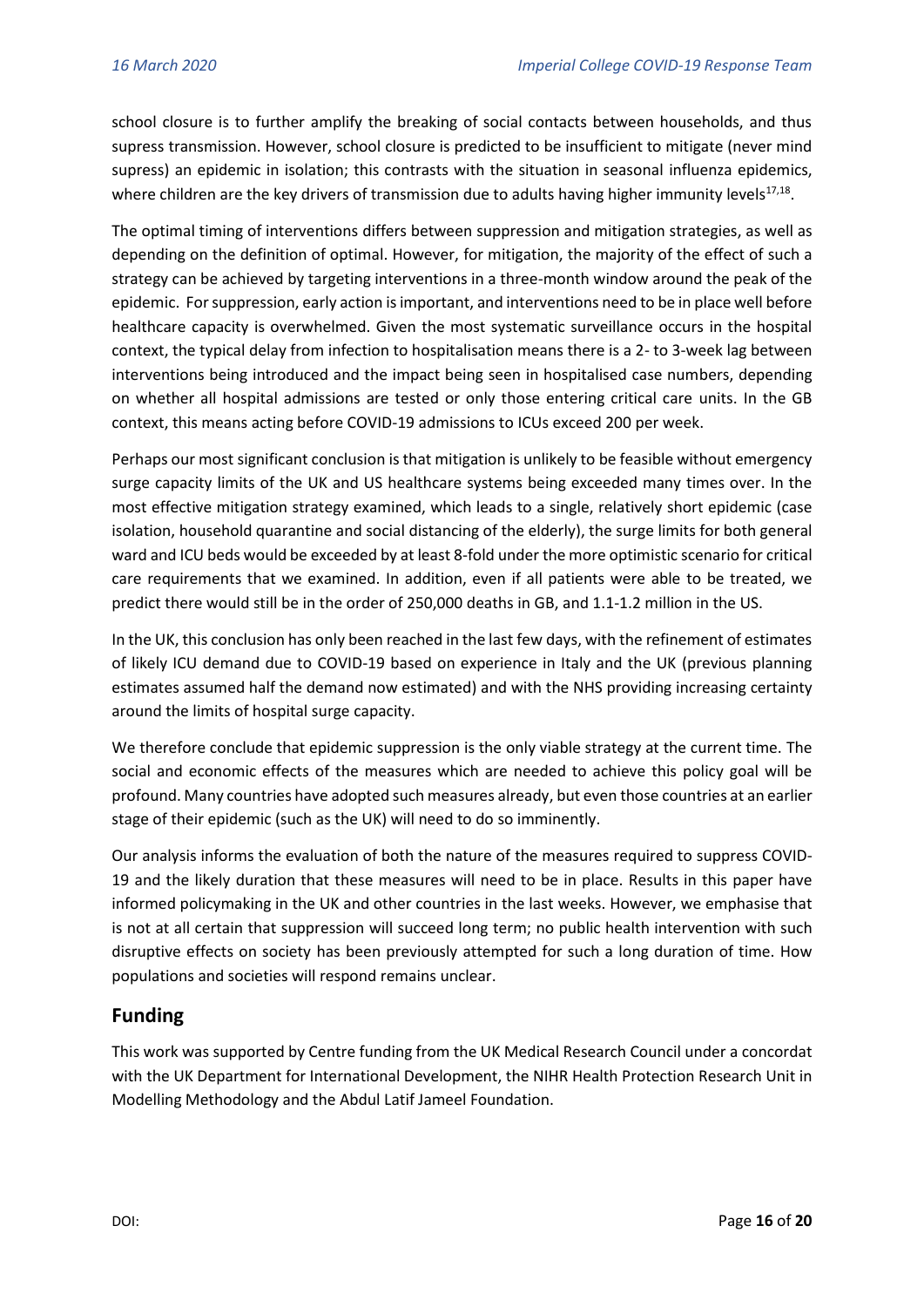school closure is to further amplify the breaking of social contacts between households, and thus supress transmission. However, school closure is predicted to be insufficient to mitigate (never mind supress) an epidemic in isolation; this contrasts with the situation in seasonal influenza epidemics, where children are the key drivers of transmission due to adults having higher immunity levels[17,18].

The optimal timing of interventions differs between suppression and mitigation strategies, as well as depending on the definition of optimal. However, for mitigation, the majority of the effect of such a strategy can be achieved by targeting interventions in a three-month window around the peak of the epidemic. For suppression, early action is important, and interventions need to be in place well before healthcare capacity is overwhelmed. Given the most systematic surveillance occurs in the hospital context, the typical delay from infection to hospitalisation means there is a 2- to 3-week lag between interventions being introduced and the impact being seen in hospitalised case numbers, depending on whether all hospital admissions are tested or only those entering critical care units. In the GB context, this means acting before COVID-19 admissions to ICUs exceed 200 per week.

Perhaps our most significant conclusion is that mitigation is unlikely to be feasible without emergency surge capacity limits of the UK and US healthcare systems being exceeded many times over. In the most effective mitigation strategy examined, which leads to a single, relatively short epidemic (case isolation, household quarantine and social distancing of the elderly), the surge limits for both general ward and ICU beds would be exceeded by at least 8-fold under the more optimistic scenario for critical care requirements that we examined. In addition, even if all patients were able to be treated, we predict there would still be in the order of 250,000 deaths in GB, and 1.1-1.2 million in the US.

In the UK, this conclusion has only been reached in the last few days, with the refinement of estimates of likely ICU demand due to COVID-19 based on experience in Italy and the UK (previous planning estimates assumed half the demand now estimated) and with the NHS providing increasing certainty around the limits of hospital surge capacity.

We therefore conclude that epidemic suppression is the only viable strategy at the current time. The social and economic effects of the measures which are needed to achieve this policy goal will be profound. Many countries have adopted such measures already, but even those countries at an earlier stage of their epidemic (such as the UK) will need to do so imminently.

Our analysis informs the evaluation of both the nature of the measures required to suppress COVID-19 and the likely duration that these measures will need to be in place. Results in this paper have informed policymaking in the UK and other countries in the last weeks. However, we emphasise that is not at all certain that suppression will succeed long term; no public health intervention with such disruptive effects on society has been previously attempted for such a long duration of time. How populations and societies will respond remains unclear.

## Funding

This work was supported by Centre funding from the UK Medical Research Council under a concordat with the UK Department for International Development, the NIHR Health Protection Research Unit in Modelling Methodology and the Abdul Latif Jameel Foundation.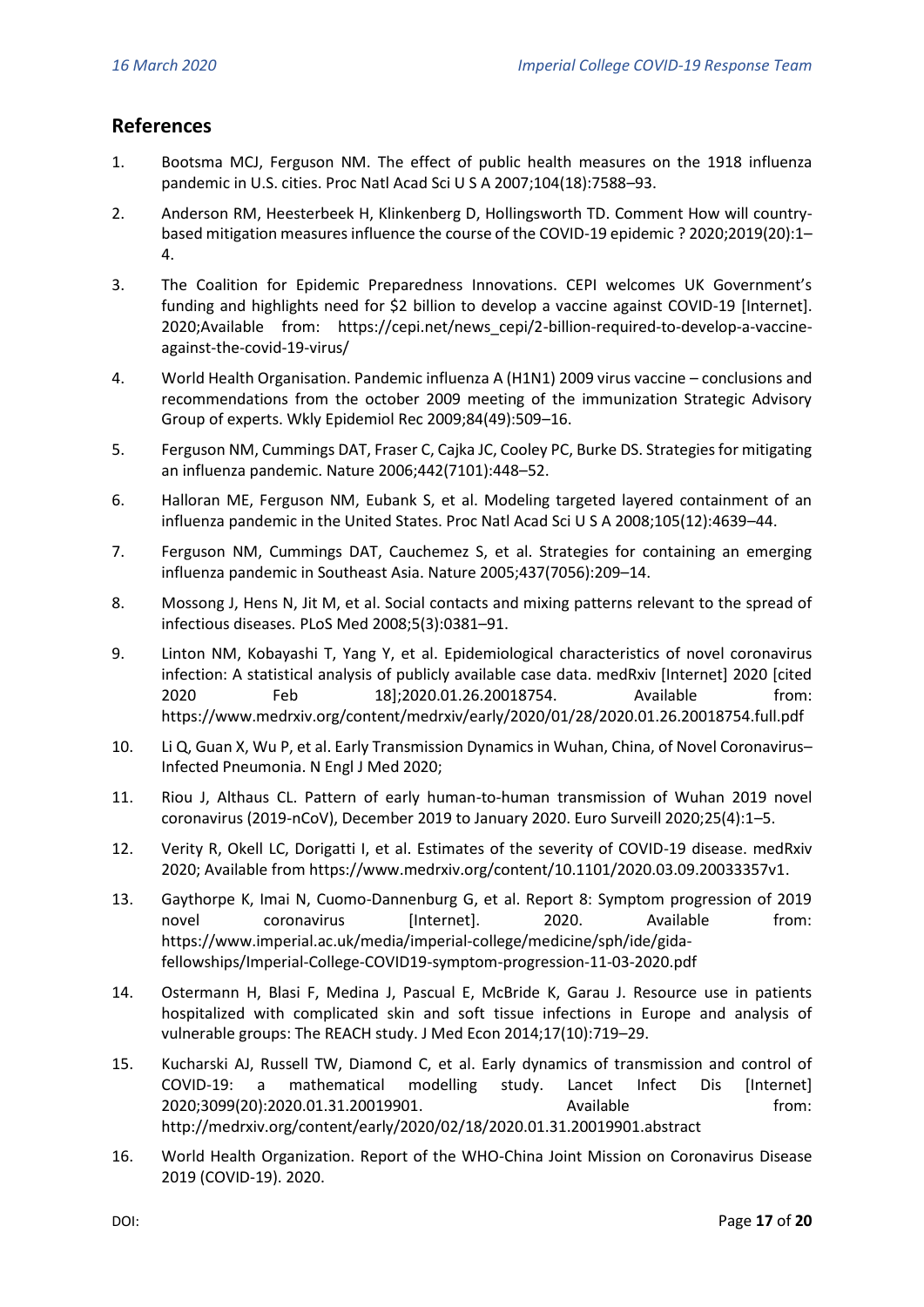## References

1. Bootsma MCJ, Ferguson NM. The effect of public health measures on the 1918 influenza pandemic in U.S. cities. Proc Natl Acad Sci U S A 2007;104(18):7588–93.
2. Anderson RM, Heesterbeek H, Klinkenberg D, Hollingsworth TD. Comment How will country-based mitigation measures influence the course of the COVID-19 epidemic ? 2020;2019(20):1–4.
3. The Coalition for Epidemic Preparedness Innovations. CEPI welcomes UK Government's funding and highlights need for $2 billion to develop a vaccine against COVID-19 [Internet]. 2020;Available from: https://cepi.net/news_cepi/2-billion-required-to-develop-a-vaccine-against-the-covid-19-virus/
4. World Health Organisation. Pandemic influenza A (H1N1) 2009 virus vaccine – conclusions and recommendations from the october 2009 meeting of the immunization Strategic Advisory Group of experts. Wkly Epidemiol Rec 2009;84(49):509–16.
5. Ferguson NM, Cummings DAT, Fraser C, Cajka JC, Cooley PC, Burke DS. Strategies for mitigating an influenza pandemic. Nature 2006;442(7101):448–52.
6. Halloran ME, Ferguson NM, Eubank S, et al. Modeling targeted layered containment of an influenza pandemic in the United States. Proc Natl Acad Sci U S A 2008;105(12):4639–44.
7. Ferguson NM, Cummings DAT, Cauchemez S, et al. Strategies for containing an emerging influenza pandemic in Southeast Asia. Nature 2005;437(7056):209–14.
8. Mossong J, Hens N, Jit M, et al. Social contacts and mixing patterns relevant to the spread of infectious diseases. PLoS Med 2008;5(3):0381–91.
9. Linton NM, Kobayashi T, Yang Y, et al. Epidemiological characteristics of novel coronavirus infection: A statistical analysis of publicly available case data. medRxiv [Internet] 2020 [cited 2020 Feb 18];2020.01.26.20018754. Available from: https://www.medrxiv.org/content/medrxiv/early/2020/01/28/2020.01.26.20018754.full.pdf
10. Li Q, Guan X, Wu P, et al. Early Transmission Dynamics in Wuhan, China, of Novel Coronavirus–Infected Pneumonia. N Engl J Med 2020;
11. Riou J, Althaus CL. Pattern of early human-to-human transmission of Wuhan 2019 novel coronavirus (2019-nCoV), December 2019 to January 2020. Euro Surveill 2020;25(4):1–5.
12. Verity R, Okell LC, Dorigatti I, et al. Estimates of the severity of COVID-19 disease. medRxiv 2020; Available from https://www.medrxiv.org/content/10.1101/2020.03.09.20033357v1.
13. Gaythorpe K, Imai N, Cuomo-Dannenburg G, et al. Report 8: Symptom progression of 2019 novel coronavirus [Internet]. 2020. Available from: https://www.imperial.ac.uk/media/imperial-college/medicine/sph/ide/gida-fellowships/Imperial-College-COVID19-symptom-progression-11-03-2020.pdf
14. Ostermann H, Blasi F, Medina J, Pascual E, McBride K, Garau J. Resource use in patients hospitalized with complicated skin and soft tissue infections in Europe and analysis of vulnerable groups: The REACH study. J Med Econ 2014;17(10):719–29.
15. Kucharski AJ, Russell TW, Diamond C, et al. Early dynamics of transmission and control of COVID-19: a mathematical modelling study. Lancet Infect Dis [Internet] 2020;3099(20):2020.01.31.20019901. Available from: http://medrxiv.org/content/early/2020/02/18/2020.01.31.20019901.abstract
16. World Health Organization. Report of the WHO-China Joint Mission on Coronavirus Disease 2019 (COVID-19). 2020.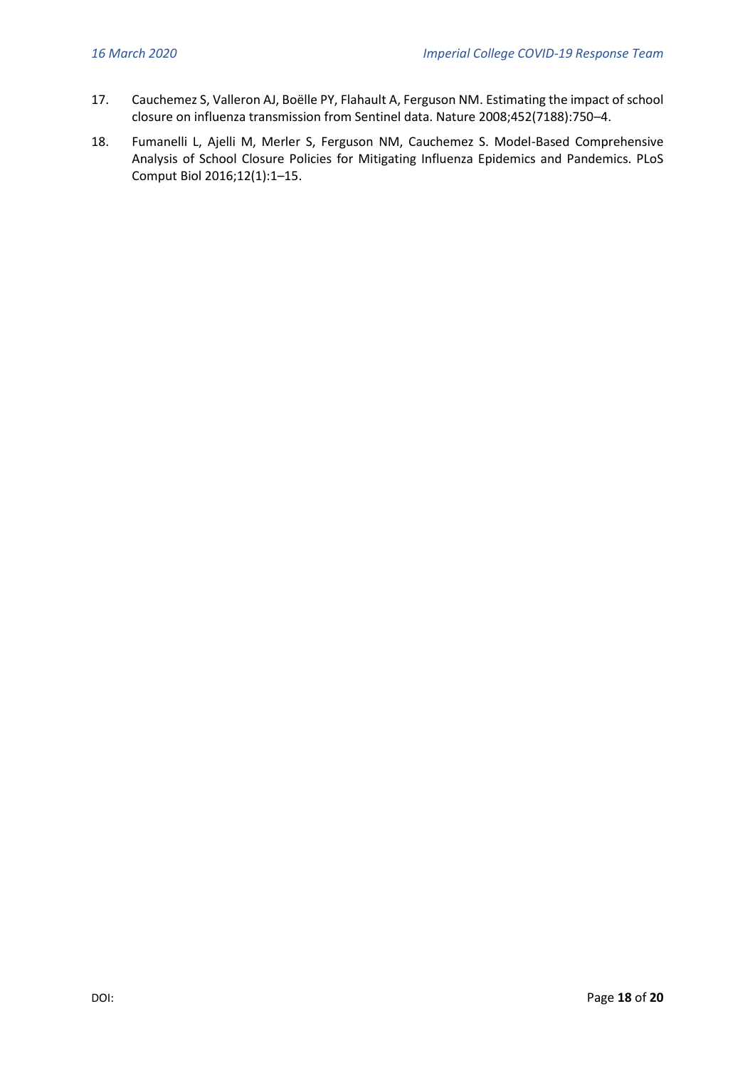17. Cauchemez S, Valleron AJ, Boëlle PY, Flahault A, Ferguson NM. Estimating the impact of school closure on influenza transmission from Sentinel data. Nature 2008;452(7188):750–4.
18. Fumanelli L, Ajelli M, Merler S, Ferguson NM, Cauchemez S. Model-Based Comprehensive Analysis of School Closure Policies for Mitigating Influenza Epidemics and Pandemics. PLoS Comput Biol 2016;12(1):1–15.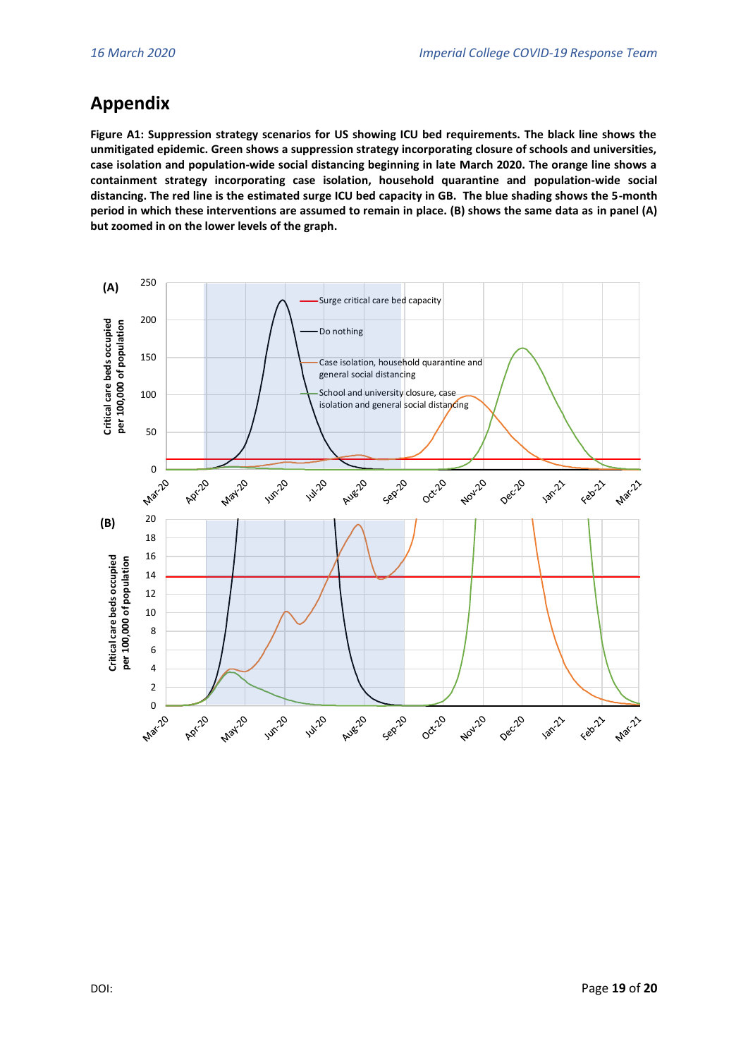## Appendix

**Figure A1: Suppression strategy scenarios for US showing ICU bed requirements. The black line shows the unmitigated epidemic. Green shows a suppression strategy incorporating closure of schools and universities, case isolation and population-wide social distancing beginning in late March 2020. The orange line shows a containment strategy incorporating case isolation, household quarantine and population-wide social distancing. The red line is the estimated surge ICU bed capacity in GB. The blue shading shows the 5-month period in which these interventions are assumed to remain in place. (B) shows the same data as in panel (A) but zoomed in on the lower levels of the graph.**

DOI: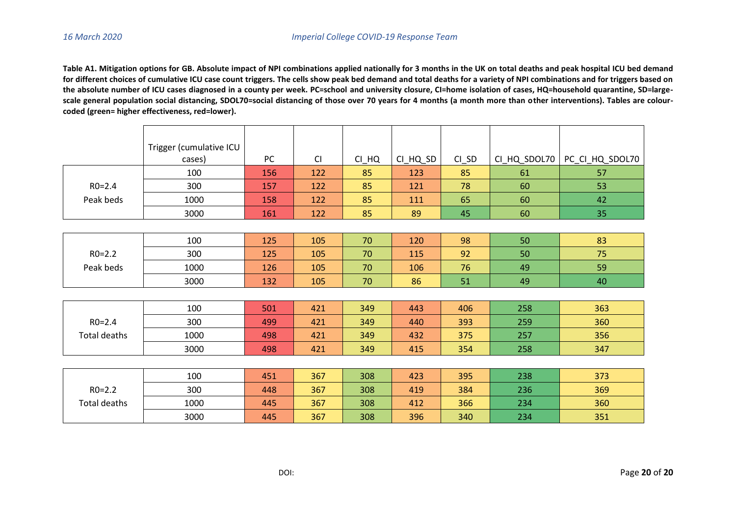**Table A1. Mitigation options for GB. Absolute impact of NPI combinations applied nationally for 3 months in the UK on total deaths and peak hospital ICU bed demand for different choices of cumulative ICU case count triggers. The cells show peak bed demand and total deaths for a variety of NPI combinations and for triggers based on the absolute number of ICU cases diagnosed in a county per week. PC=school and university closure, CI=home isolation of cases, HQ=household quarantine, SD=large-scale general population social distancing, SDOL70=social distancing of those over 70 years for 4 months (a month more than other interventions). Tables are colour-coded (green= higher effectiveness, red=lower).**

| | Trigger (cumulative ICU cases) | PC | CI | CI_HQ | CI_HQ_SD | CI_SD | CI_HQ_SDOL70 | PC_CI_HQ_SDOL70 |
|---|---|---|---|---|---|---|---|---|
| R0=2.4 Peak beds | 100 | 156 | 122 | 85 | 123 | 85 | 61 | 57 |
| | 300 | 157 | 122 | 85 | 121 | 78 | 60 | 53 |
| | 1000 | 158 | 122 | 85 | 111 | 65 | 60 | 42 |
| | 3000 | 161 | 122 | 85 | 89 | 45 | 60 | 35 |
| R0=2.2 Peak beds | 100 | 125 | 105 | 70 | 120 | 98 | 50 | 83 |
| | 300 | 125 | 105 | 70 | 115 | 92 | 50 | 75 |
| | 1000 | 126 | 105 | 70 | 106 | 76 | 49 | 59 |
| | 3000 | 132 | 105 | 70 | 86 | 51 | 49 | 40 |
| R0=2.4 Total deaths | 100 | 501 | 421 | 349 | 443 | 406 | 258 | 363 |
| | 300 | 499 | 421 | 349 | 440 | 393 | 259 | 360 |
| | 1000 | 498 | 421 | 349 | 432 | 375 | 257 | 356 |
| | 3000 | 498 | 421 | 349 | 415 | 354 | 258 | 347 |
| R0=2.2 Total deaths | 100 | 451 | 367 | 308 | 423 | 395 | 238 | 373 |
| | 300 | 448 | 367 | 308 | 419 | 384 | 236 | 369 |
| | 1000 | 445 | 367 | 308 | 412 | 366 | 234 | 360 |
| | 3000 | 445 | 367 | 308 | 396 | 340 | 234 | 351 |

DOI: